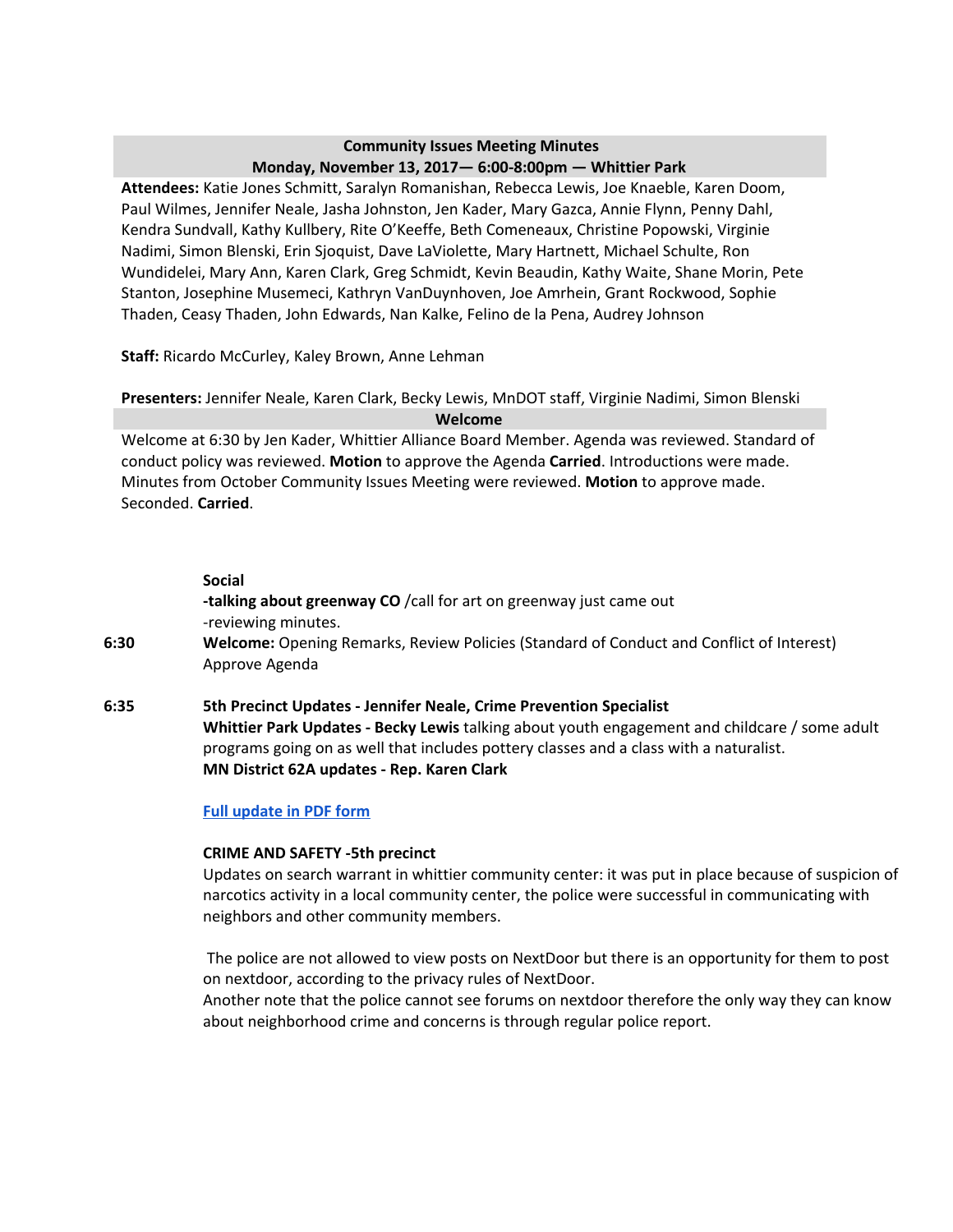## Community Issues Meeting Minutes
## Monday, November 13, 2017— 6:00-8:00pm — Whittier Park

**Attendees:** Katie Jones Schmitt, Saralyn Romanishan, Rebecca Lewis, Joe Knaeble, Karen Doom, Paul Wilmes, Jennifer Neale, Jasha Johnston, Jen Kader, Mary Gazca, Annie Flynn, Penny Dahl, Kendra Sundvall, Kathy Kullbery, Rite O'Keeffe, Beth Comeneaux, Christine Popowski, Virginie Nadimi, Simon Blenski, Erin Sjoquist, Dave LaViolette, Mary Hartnett, Michael Schulte, Ron Wundidelei, Mary Ann, Karen Clark, Greg Schmidt, Kevin Beaudin, Kathy Waite, Shane Morin, Pete Stanton, Josephine Musemeci, Kathryn VanDuynhoven, Joe Amrhein, Grant Rockwood, Sophie Thaden, Ceasy Thaden, John Edwards, Nan Kalke, Felino de la Pena, Audrey Johnson

**Staff:** Ricardo McCurley, Kaley Brown, Anne Lehman

**Presenters:** Jennifer Neale, Karen Clark, Becky Lewis, MnDOT staff, Virginie Nadimi, Simon Blenski

### Welcome

Welcome at 6:30 by Jen Kader, Whittier Alliance Board Member. Agenda was reviewed. Standard of conduct policy was reviewed. **Motion** to approve the Agenda **Carried**. Introductions were made. Minutes from October Community Issues Meeting were reviewed. **Motion** to approve made. Seconded. **Carried**.

**Social**
**-talking about greenway CO** /call for art on greenway just came out
-reviewing minutes.

**6:30** **Welcome:** Opening Remarks, Review Policies (Standard of Conduct and Conflict of Interest) Approve Agenda

**6:35** **5th Precinct Updates - Jennifer Neale, Crime Prevention Specialist**
**Whittier Park Updates - Becky Lewis** talking about youth engagement and childcare / some adult programs going on as well that includes pottery classes and a class with a naturalist.
**MN District 62A updates - Rep. Karen Clark**

**Full update in PDF form**

**CRIME AND SAFETY -5th precinct**
Updates on search warrant in whittier community center: it was put in place because of suspicion of narcotics activity in a local community center, the police were successful in communicating with neighbors and other community members.

The police are not allowed to view posts on NextDoor but there is an opportunity for them to post on nextdoor, according to the privacy rules of NextDoor.
Another note that the police cannot see forums on nextdoor therefore the only way they can know about neighborhood crime and concerns is through regular police report.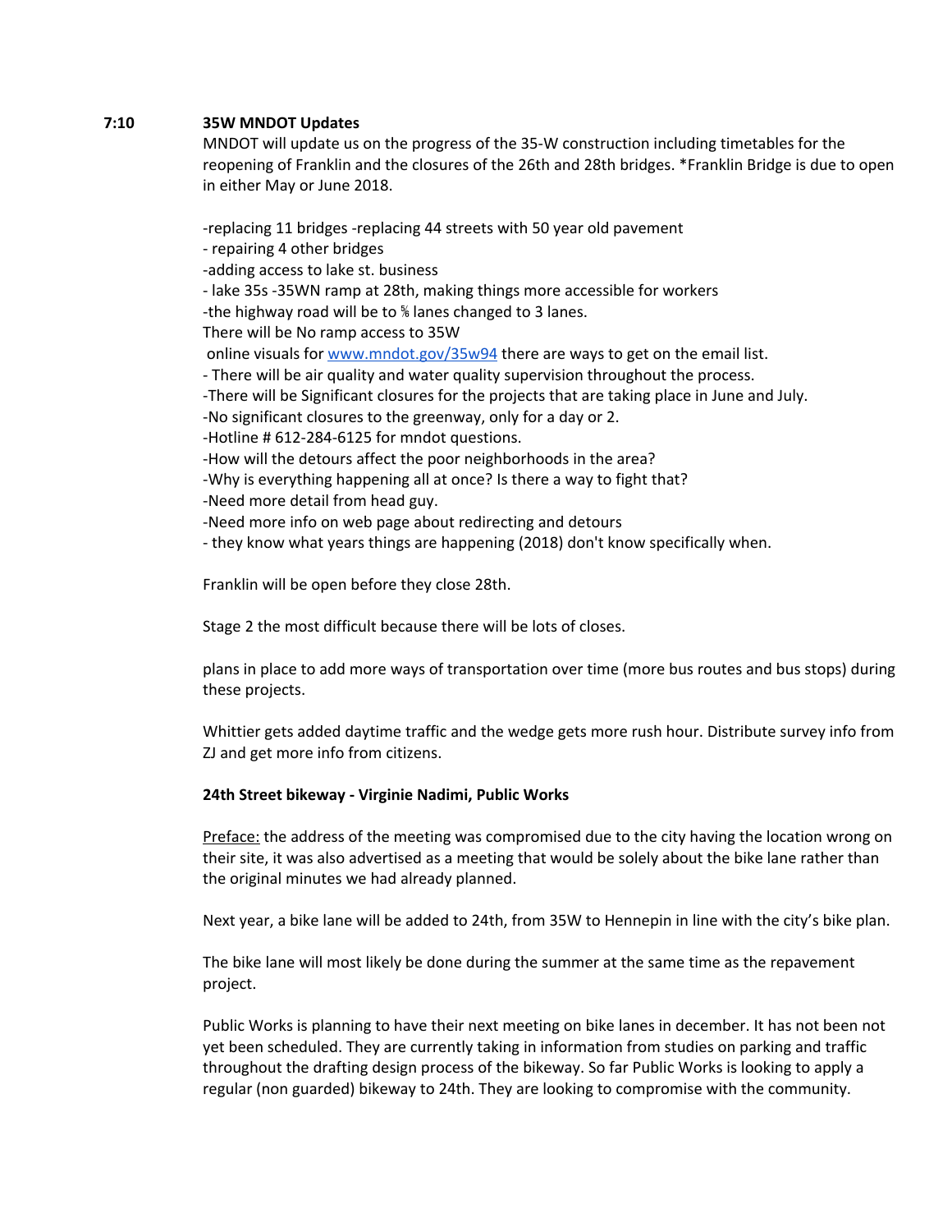**7:10 35W MNDOT Updates**

MNDOT will update us on the progress of the 35-W construction including timetables for the reopening of Franklin and the closures of the 26th and 28th bridges. *Franklin Bridge is due to open in either May or June 2018.

-replacing 11 bridges -replacing 44 streets with 50 year old pavement
- repairing 4 other bridges
-adding access to lake st. business
- lake 35s -35WN ramp at 28th, making things more accessible for workers
-the highway road will be to ⅘ lanes changed to 3 lanes.
There will be No ramp access to 35W
online visuals for [www.mndot.gov/35w94](www.mndot.gov/35w94) there are ways to get on the email list.
- There will be air quality and water quality supervision throughout the process.
-There will be Significant closures for the projects that are taking place in June and July.
-No significant closures to the greenway, only for a day or 2.
-Hotline # 612-284-6125 for mndot questions.
-How will the detours affect the poor neighborhoods in the area?
-Why is everything happening all at once? Is there a way to fight that?
-Need more detail from head guy.
-Need more info on web page about redirecting and detours
- they know what years things are happening (2018) don't know specifically when.

Franklin will be open before they close 28th.

Stage 2 the most difficult because there will be lots of closes.

plans in place to add more ways of transportation over time (more bus routes and bus stops) during these projects.

Whittier gets added daytime traffic and the wedge gets more rush hour. Distribute survey info from ZJ and get more info from citizens.

**24th Street bikeway - Virginie Nadimi, Public Works**

Preface: the address of the meeting was compromised due to the city having the location wrong on their site, it was also advertised as a meeting that would be solely about the bike lane rather than the original minutes we had already planned.

Next year, a bike lane will be added to 24th, from 35W to Hennepin in line with the city's bike plan.

The bike lane will most likely be done during the summer at the same time as the repavement project.

Public Works is planning to have their next meeting on bike lanes in december. It has not been not yet been scheduled. They are currently taking in information from studies on parking and traffic throughout the drafting design process of the bikeway. So far Public Works is looking to apply a regular (non guarded) bikeway to 24th. They are looking to compromise with the community.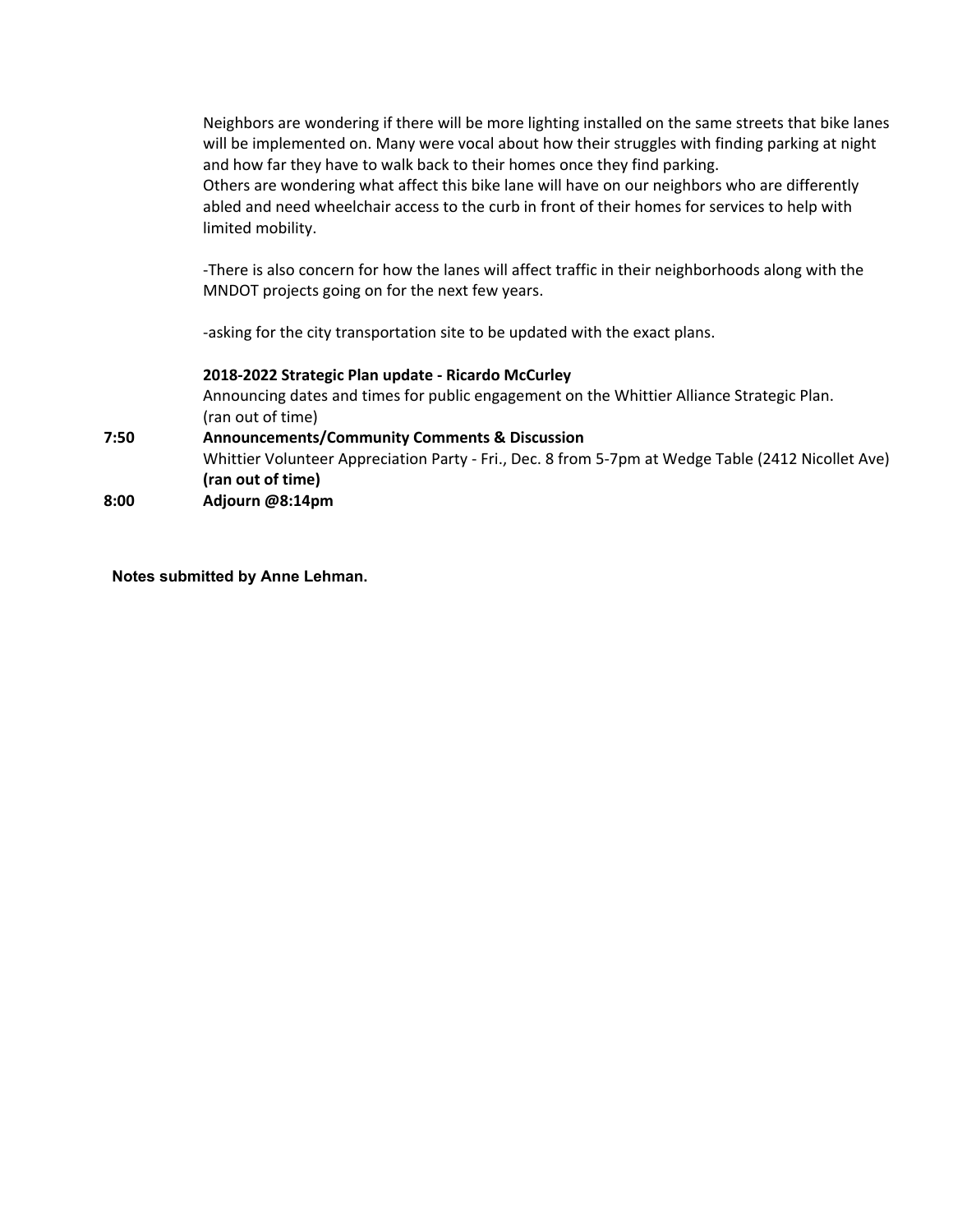Neighbors are wondering if there will be more lighting installed on the same streets that bike lanes will be implemented on. Many were vocal about how their struggles with finding parking at night and how far they have to walk back to their homes once they find parking.
Others are wondering what affect this bike lane will have on our neighbors who are differently abled and need wheelchair access to the curb in front of their homes for services to help with limited mobility.

-There is also concern for how the lanes will affect traffic in their neighborhoods along with the MNDOT projects going on for the next few years.

-asking for the city transportation site to be updated with the exact plans.

**2018-2022 Strategic Plan update - Ricardo McCurley**
Announcing dates and times for public engagement on the Whittier Alliance Strategic Plan.
(ran out of time)

**7:50** **Announcements/Community Comments & Discussion**
Whittier Volunteer Appreciation Party - Fri., Dec. 8 from 5-7pm at Wedge Table (2412 Nicollet Ave)
**(ran out of time)**

**8:00** **Adjourn @8:14pm**

**Notes submitted by Anne Lehman.**